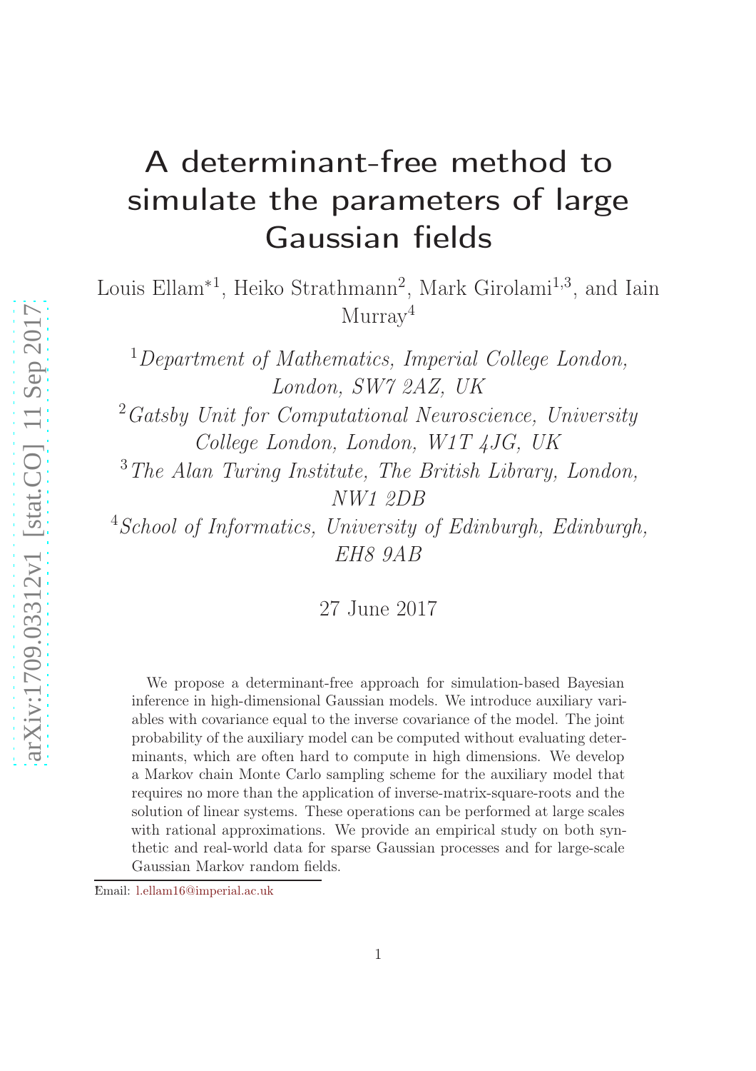# A determinant-free method to simulate the parameters of large Gaussian fields

Louis Ellam*[1], Heiko Strathmann[2], Mark Girolami[1,3], and Iain Murray[4]

[1] *Department of Mathematics, Imperial College London, London, SW7 2AZ, UK*

[2] *Gatsby Unit for Computational Neuroscience, University College London, London, W1T 4JG, UK*

[3] *The Alan Turing Institute, The British Library, London, NW1 2DB*

[4] *School of Informatics, University of Edinburgh, Edinburgh, EH8 9AB*

27 June 2017

We propose a determinant-free approach for simulation-based Bayesian inference in high-dimensional Gaussian models. We introduce auxiliary variables with covariance equal to the inverse covariance of the model. The joint probability of the auxiliary model can be computed without evaluating determinants, which are often hard to compute in high dimensions. We develop a Markov chain Monte Carlo sampling scheme for the auxiliary model that requires no more than the application of inverse-matrix-square-roots and the solution of linear systems. These operations can be performed at large scales with rational approximations. We provide an empirical study on both synthetic and real-world data for sparse Gaussian processes and for large-scale Gaussian Markov random fields.

*Email: l.ellam16@imperial.ac.uk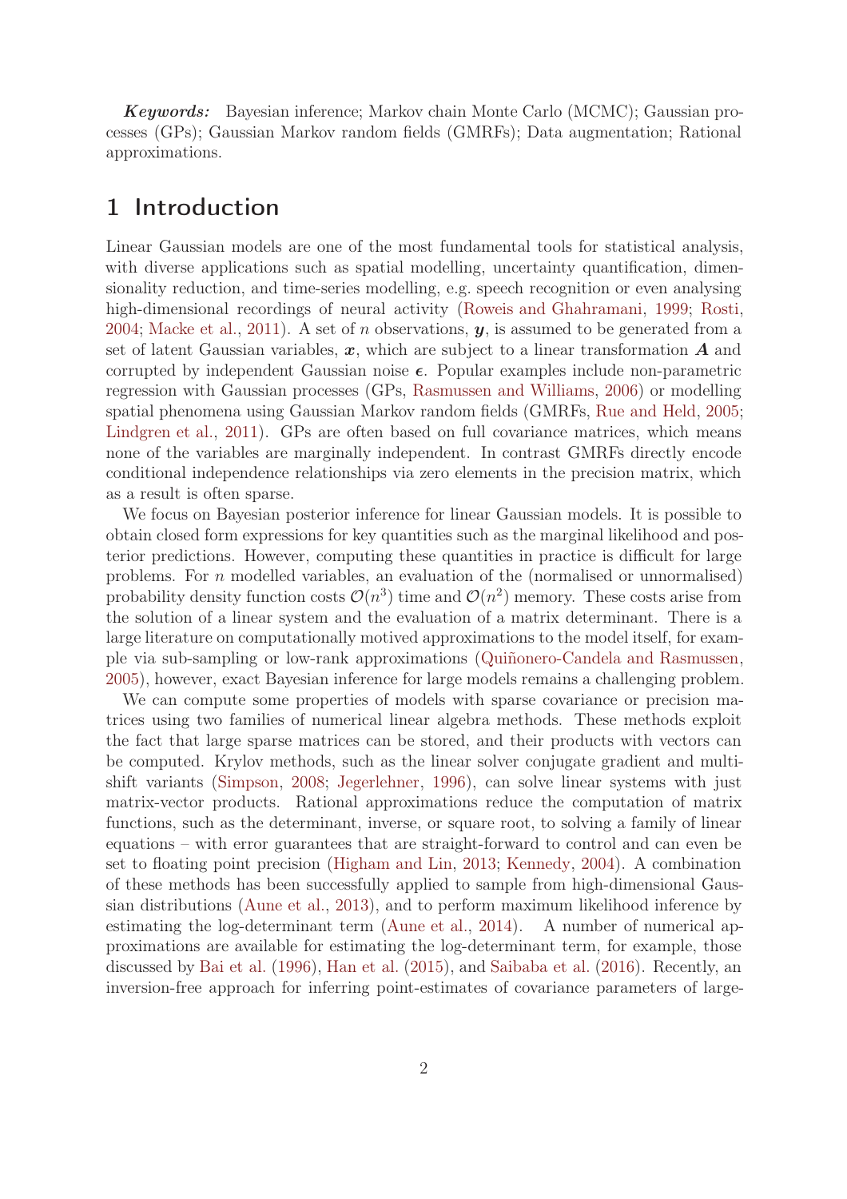***Keywords:*** Bayesian inference; Markov chain Monte Carlo (MCMC); Gaussian processes (GPs); Gaussian Markov random fields (GMRFs); Data augmentation; Rational approximations.

## 1 Introduction

Linear Gaussian models are one of the most fundamental tools for statistical analysis, with diverse applications such as spatial modelling, uncertainty quantification, dimensionality reduction, and time-series modelling, e.g. speech recognition or even analysing high-dimensional recordings of neural activity (Roweis and Ghahramani, 1999; Rosti, 2004; Macke et al., 2011). A set of $n$ observations, $\boldsymbol{y}$, is assumed to be generated from a set of latent Gaussian variables, $\boldsymbol{x}$, which are subject to a linear transformation $\boldsymbol{A}$ and corrupted by independent Gaussian noise $\boldsymbol{\epsilon}$. Popular examples include non-parametric regression with Gaussian processes (GPs, Rasmussen and Williams, 2006) or modelling spatial phenomena using Gaussian Markov random fields (GMRFs, Rue and Held, 2005; Lindgren et al., 2011). GPs are often based on full covariance matrices, which means none of the variables are marginally independent. In contrast GMRFs directly encode conditional independence relationships via zero elements in the precision matrix, which as a result is often sparse.

We focus on Bayesian posterior inference for linear Gaussian models. It is possible to obtain closed form expressions for key quantities such as the marginal likelihood and posterior predictions. However, computing these quantities in practice is difficult for large problems. For $n$ modelled variables, an evaluation of the (normalised or unnormalised) probability density function costs $\mathcal{O}(n^3)$ time and $\mathcal{O}(n^2)$ memory. These costs arise from the solution of a linear system and the evaluation of a matrix determinant. There is a large literature on computationally motived approximations to the model itself, for example via sub-sampling or low-rank approximations (Quiñonero-Candela and Rasmussen, 2005), however, exact Bayesian inference for large models remains a challenging problem.

We can compute some properties of models with sparse covariance or precision matrices using two families of numerical linear algebra methods. These methods exploit the fact that large sparse matrices can be stored, and their products with vectors can be computed. Krylov methods, such as the linear solver conjugate gradient and multi-shift variants (Simpson, 2008; Jegerlehner, 1996), can solve linear systems with just matrix-vector products. Rational approximations reduce the computation of matrix functions, such as the determinant, inverse, or square root, to solving a family of linear equations – with error guarantees that are straight-forward to control and can even be set to floating point precision (Higham and Lin, 2013; Kennedy, 2004). A combination of these methods has been successfully applied to sample from high-dimensional Gaussian distributions (Aune et al., 2013), and to perform maximum likelihood inference by estimating the log-determinant term (Aune et al., 2014). A number of numerical approximations are available for estimating the log-determinant term, for example, those discussed by Bai et al. (1996), Han et al. (2015), and Saibaba et al. (2016). Recently, an inversion-free approach for inferring point-estimates of covariance parameters of large-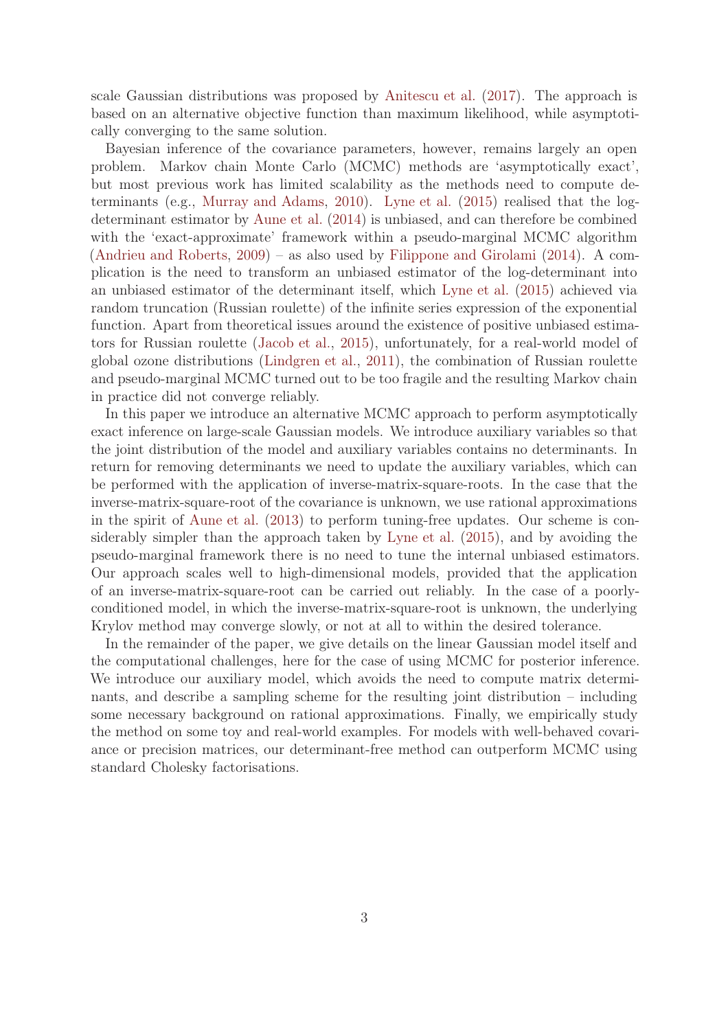scale Gaussian distributions was proposed by Anitescu et al. (2017). The approach is based on an alternative objective function than maximum likelihood, while asymptotically converging to the same solution.

Bayesian inference of the covariance parameters, however, remains largely an open problem. Markov chain Monte Carlo (MCMC) methods are 'asymptotically exact', but most previous work has limited scalability as the methods need to compute determinants (e.g., Murray and Adams, 2010). Lyne et al. (2015) realised that the log-determinant estimator by Aune et al. (2014) is unbiased, and can therefore be combined with the 'exact-approximate' framework within a pseudo-marginal MCMC algorithm (Andrieu and Roberts, 2009) – as also used by Filippone and Girolami (2014). A complication is the need to transform an unbiased estimator of the log-determinant into an unbiased estimator of the determinant itself, which Lyne et al. (2015) achieved via random truncation (Russian roulette) of the infinite series expression of the exponential function. Apart from theoretical issues around the existence of positive unbiased estimators for Russian roulette (Jacob et al., 2015), unfortunately, for a real-world model of global ozone distributions (Lindgren et al., 2011), the combination of Russian roulette and pseudo-marginal MCMC turned out to be too fragile and the resulting Markov chain in practice did not converge reliably.

In this paper we introduce an alternative MCMC approach to perform asymptotically exact inference on large-scale Gaussian models. We introduce auxiliary variables so that the joint distribution of the model and auxiliary variables contains no determinants. In return for removing determinants we need to update the auxiliary variables, which can be performed with the application of inverse-matrix-square-roots. In the case that the inverse-matrix-square-root of the covariance is unknown, we use rational approximations in the spirit of Aune et al. (2013) to perform tuning-free updates. Our scheme is considerably simpler than the approach taken by Lyne et al. (2015), and by avoiding the pseudo-marginal framework there is no need to tune the internal unbiased estimators. Our approach scales well to high-dimensional models, provided that the application of an inverse-matrix-square-root can be carried out reliably. In the case of a poorly-conditioned model, in which the inverse-matrix-square-root is unknown, the underlying Krylov method may converge slowly, or not at all to within the desired tolerance.

In the remainder of the paper, we give details on the linear Gaussian model itself and the computational challenges, here for the case of using MCMC for posterior inference. We introduce our auxiliary model, which avoids the need to compute matrix determinants, and describe a sampling scheme for the resulting joint distribution – including some necessary background on rational approximations. Finally, we empirically study the method on some toy and real-world examples. For models with well-behaved covariance or precision matrices, our determinant-free method can outperform MCMC using standard Cholesky factorisations.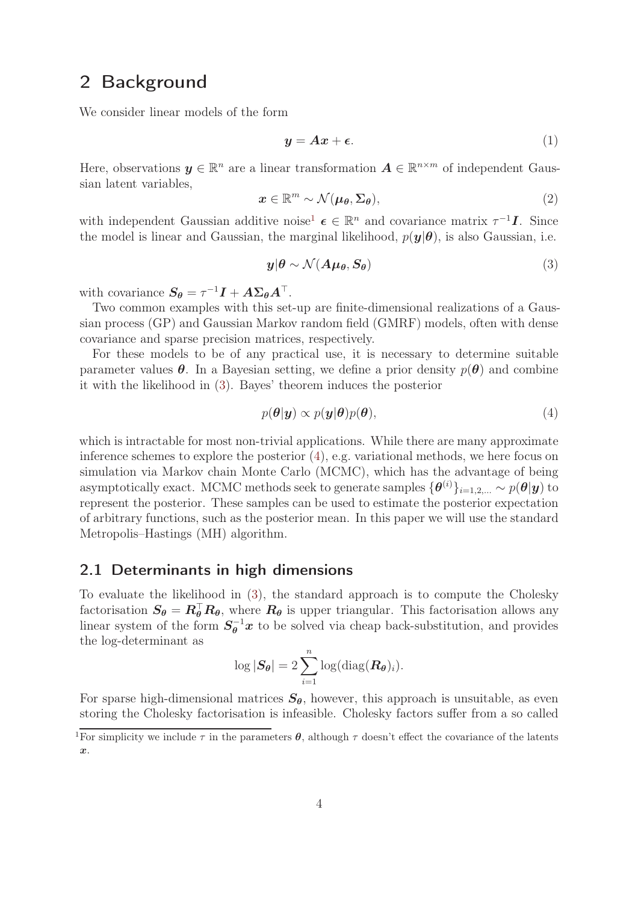## 2 Background

We consider linear models of the form

$$\boldsymbol{y} = \boldsymbol{A}\boldsymbol{x} + \boldsymbol{\epsilon}. \tag{1}$$

Here, observations $\boldsymbol{y} \in \mathbb{R}^n$ are a linear transformation $\boldsymbol{A} \in \mathbb{R}^{n \times m}$ of independent Gaussian latent variables,

$$\boldsymbol{x} \in \mathbb{R}^m \sim \mathcal{N}(\boldsymbol{\mu_\theta}, \boldsymbol{\Sigma_\theta}), \tag{2}$$

with independent Gaussian additive noise[1] $\boldsymbol{\epsilon} \in \mathbb{R}^n$ and covariance matrix $\tau^{-1}\boldsymbol{I}$. Since the model is linear and Gaussian, the marginal likelihood, $p(\boldsymbol{y}|\boldsymbol{\theta})$, is also Gaussian, i.e.

$$\boldsymbol{y}|\boldsymbol{\theta} \sim \mathcal{N}(\boldsymbol{A}\boldsymbol{\mu_\theta}, \boldsymbol{S_\theta}) \tag{3}$$

with covariance $\boldsymbol{S_\theta} = \tau^{-1}\boldsymbol{I} + \boldsymbol{A}\boldsymbol{\Sigma_\theta}\boldsymbol{A}^\top$.

Two common examples with this set-up are finite-dimensional realizations of a Gaussian process (GP) and Gaussian Markov random field (GMRF) models, often with dense covariance and sparse precision matrices, respectively.

For these models to be of any practical use, it is necessary to determine suitable parameter values $\boldsymbol{\theta}$. In a Bayesian setting, we define a prior density $p(\boldsymbol{\theta})$ and combine it with the likelihood in (3). Bayes' theorem induces the posterior

$$p(\boldsymbol{\theta}|\boldsymbol{y}) \propto p(\boldsymbol{y}|\boldsymbol{\theta})p(\boldsymbol{\theta}), \tag{4}$$

which is intractable for most non-trivial applications. While there are many approximate inference schemes to explore the posterior (4), e.g. variational methods, we here focus on simulation via Markov chain Monte Carlo (MCMC), which has the advantage of being asymptotically exact. MCMC methods seek to generate samples $\{\boldsymbol{\theta}^{(i)}\}_{i=1,2,\ldots} \sim p(\boldsymbol{\theta}|\boldsymbol{y})$ to represent the posterior. These samples can be used to estimate the posterior expectation of arbitrary functions, such as the posterior mean. In this paper we will use the standard Metropolis–Hastings (MH) algorithm.

### 2.1 Determinants in high dimensions

To evaluate the likelihood in (3), the standard approach is to compute the Cholesky factorisation $\boldsymbol{S_\theta} = \boldsymbol{R_\theta}^\top \boldsymbol{R_\theta}$, where $\boldsymbol{R_\theta}$ is upper triangular. This factorisation allows any linear system of the form $\boldsymbol{S_\theta}^{-1}\boldsymbol{x}$ to be solved via cheap back-substitution, and provides the log-determinant as

$$\log|\boldsymbol{S_\theta}| = 2\sum_{i=1}^{n} \log(\mathrm{diag}(\boldsymbol{R_\theta})_i).$$

For sparse high-dimensional matrices $\boldsymbol{S_\theta}$, however, this approach is unsuitable, as even storing the Cholesky factorisation is infeasible. Cholesky factors suffer from a so called

[1] For simplicity we include $\tau$ in the parameters $\boldsymbol{\theta}$, although $\tau$ doesn't effect the covariance of the latents $\boldsymbol{x}$.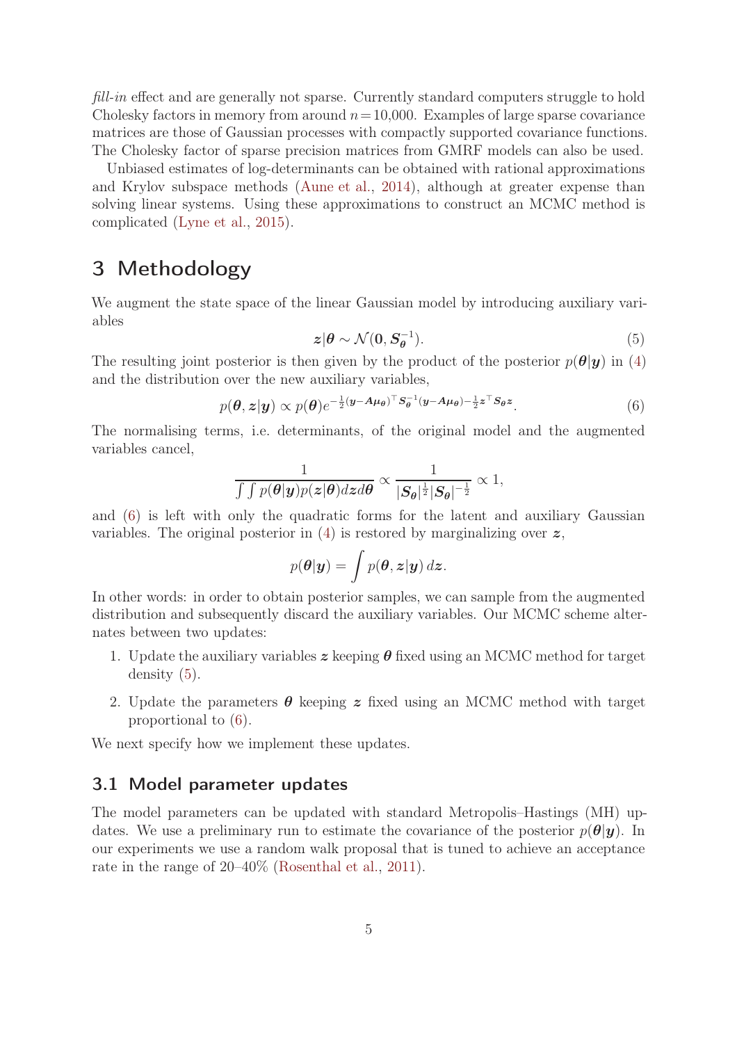*fill-in* effect and are generally not sparse. Currently standard computers struggle to hold Cholesky factors in memory from around $n = 10{,}000$. Examples of large sparse covariance matrices are those of Gaussian processes with compactly supported covariance functions. The Cholesky factor of sparse precision matrices from GMRF models can also be used.

Unbiased estimates of log-determinants can be obtained with rational approximations and Krylov subspace methods (Aune et al., 2014), although at greater expense than solving linear systems. Using these approximations to construct an MCMC method is complicated (Lyne et al., 2015).

# 3 Methodology

We augment the state space of the linear Gaussian model by introducing auxiliary variables

$$\boldsymbol{z}|\boldsymbol{\theta} \sim \mathcal{N}(\boldsymbol{0}, \boldsymbol{S}_{\boldsymbol{\theta}}^{-1}). \tag{5}$$

The resulting joint posterior is then given by the product of the posterior $p(\boldsymbol{\theta}|\boldsymbol{y})$ in (4) and the distribution over the new auxiliary variables,

$$p(\boldsymbol{\theta}, \boldsymbol{z}|\boldsymbol{y}) \propto p(\boldsymbol{\theta}) e^{-\frac{1}{2}(\boldsymbol{y}-\boldsymbol{A}\boldsymbol{\mu}_{\boldsymbol{\theta}})^\top \boldsymbol{S}_{\boldsymbol{\theta}}^{-1}(\boldsymbol{y}-\boldsymbol{A}\boldsymbol{\mu}_{\boldsymbol{\theta}}) - \frac{1}{2}\boldsymbol{z}^\top \boldsymbol{S}_{\boldsymbol{\theta}} \boldsymbol{z}}. \tag{6}$$

The normalising terms, i.e. determinants, of the original model and the augmented variables cancel,

$$\frac{1}{\int\int p(\boldsymbol{\theta}|\boldsymbol{y}) p(\boldsymbol{z}|\boldsymbol{\theta}) d\boldsymbol{z} d\boldsymbol{\theta}} \propto \frac{1}{|\boldsymbol{S}_{\boldsymbol{\theta}}|^{\frac{1}{2}} |\boldsymbol{S}_{\boldsymbol{\theta}}|^{-\frac{1}{2}}} \propto 1,$$

and (6) is left with only the quadratic forms for the latent and auxiliary Gaussian variables. The original posterior in (4) is restored by marginalizing over $\boldsymbol{z}$,

$$p(\boldsymbol{\theta}|\boldsymbol{y}) = \int p(\boldsymbol{\theta}, \boldsymbol{z}|\boldsymbol{y})\, d\boldsymbol{z}.$$

In other words: in order to obtain posterior samples, we can sample from the augmented distribution and subsequently discard the auxiliary variables. Our MCMC scheme alternates between two updates:

1. Update the auxiliary variables $\boldsymbol{z}$ keeping $\boldsymbol{\theta}$ fixed using an MCMC method for target density (5).
2. Update the parameters $\boldsymbol{\theta}$ keeping $\boldsymbol{z}$ fixed using an MCMC method with target proportional to (6).

We next specify how we implement these updates.

## 3.1 Model parameter updates

The model parameters can be updated with standard Metropolis–Hastings (MH) updates. We use a preliminary run to estimate the covariance of the posterior $p(\boldsymbol{\theta}|\boldsymbol{y})$. In our experiments we use a random walk proposal that is tuned to achieve an acceptance rate in the range of 20–40% (Rosenthal et al., 2011).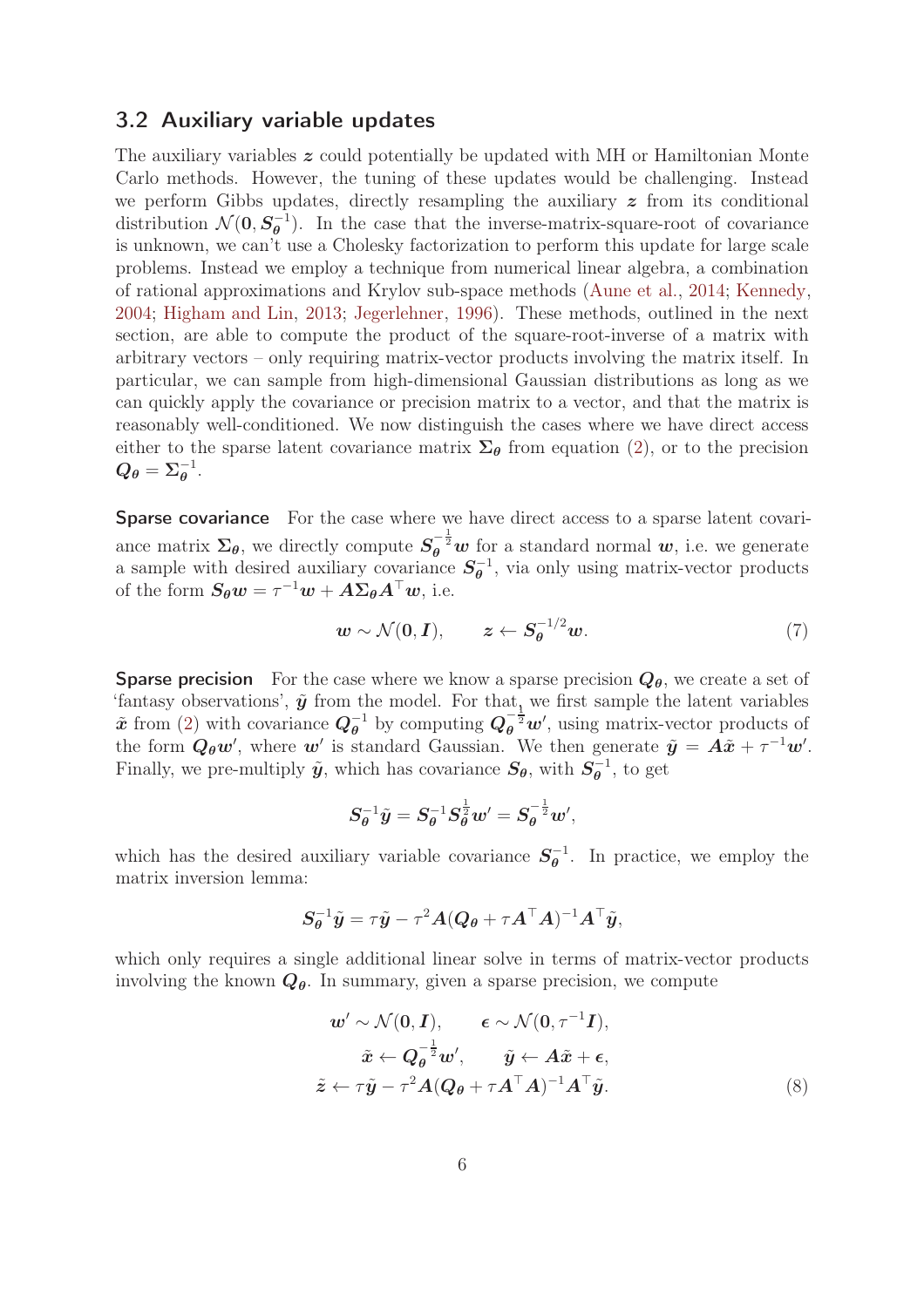## 3.2 Auxiliary variable updates

The auxiliary variables $\boldsymbol{z}$ could potentially be updated with MH or Hamiltonian Monte Carlo methods. However, the tuning of these updates would be challenging. Instead we perform Gibbs updates, directly resampling the auxiliary $\boldsymbol{z}$ from its conditional distribution $\mathcal{N}(\boldsymbol{0}, \boldsymbol{S}_{\boldsymbol{\theta}}^{-1})$. In the case that the inverse-matrix-square-root of covariance is unknown, we can't use a Cholesky factorization to perform this update for large scale problems. Instead we employ a technique from numerical linear algebra, a combination of rational approximations and Krylov sub-space methods (Aune et al., 2014; Kennedy, 2004; Higham and Lin, 2013; Jegerlehner, 1996). These methods, outlined in the next section, are able to compute the product of the square-root-inverse of a matrix with arbitrary vectors – only requiring matrix-vector products involving the matrix itself. In particular, we can sample from high-dimensional Gaussian distributions as long as we can quickly apply the covariance or precision matrix to a vector, and that the matrix is reasonably well-conditioned. We now distinguish the cases where we have direct access either to the sparse latent covariance matrix $\boldsymbol{\Sigma}_{\boldsymbol{\theta}}$ from equation (2), or to the precision $\boldsymbol{Q}_{\boldsymbol{\theta}} = \boldsymbol{\Sigma}_{\boldsymbol{\theta}}^{-1}$.

**Sparse covariance** For the case where we have direct access to a sparse latent covariance matrix $\boldsymbol{\Sigma}_{\boldsymbol{\theta}}$, we directly compute $\boldsymbol{S}_{\boldsymbol{\theta}}^{-\frac{1}{2}}\boldsymbol{w}$ for a standard normal $\boldsymbol{w}$, i.e. we generate a sample with desired auxiliary covariance $\boldsymbol{S}_{\boldsymbol{\theta}}^{-1}$, via only using matrix-vector products of the form $\boldsymbol{S}_{\boldsymbol{\theta}}\boldsymbol{w} = \tau^{-1}\boldsymbol{w} + \boldsymbol{A}\boldsymbol{\Sigma}_{\boldsymbol{\theta}}\boldsymbol{A}^{\top}\boldsymbol{w}$, i.e.

$$\boldsymbol{w} \sim \mathcal{N}(\boldsymbol{0}, \boldsymbol{I}), \qquad \boldsymbol{z} \leftarrow \boldsymbol{S}_{\boldsymbol{\theta}}^{-1/2}\boldsymbol{w}. \tag{7}$$

**Sparse precision** For the case where we know a sparse precision $\boldsymbol{Q}_{\boldsymbol{\theta}}$, we create a set of 'fantasy observations', $\tilde{\boldsymbol{y}}$ from the model. For that, we first sample the latent variables $\tilde{\boldsymbol{x}}$ from (2) with covariance $\boldsymbol{Q}_{\boldsymbol{\theta}}^{-1}$ by computing $\boldsymbol{Q}_{\boldsymbol{\theta}}^{-\frac{1}{2}}\boldsymbol{w}'$, using matrix-vector products of the form $\boldsymbol{Q}_{\boldsymbol{\theta}}\boldsymbol{w}'$, where $\boldsymbol{w}'$ is standard Gaussian. We then generate $\tilde{\boldsymbol{y}} = \boldsymbol{A}\tilde{\boldsymbol{x}} + \tau^{-1}\boldsymbol{w}'$. Finally, we pre-multiply $\tilde{\boldsymbol{y}}$, which has covariance $\boldsymbol{S}_{\boldsymbol{\theta}}$, with $\boldsymbol{S}_{\boldsymbol{\theta}}^{-1}$, to get

$$\boldsymbol{S}_{\boldsymbol{\theta}}^{-1}\tilde{\boldsymbol{y}} = \boldsymbol{S}_{\boldsymbol{\theta}}^{-1}\boldsymbol{S}_{\boldsymbol{\theta}}^{\frac{1}{2}}\boldsymbol{w}' = \boldsymbol{S}_{\boldsymbol{\theta}}^{-\frac{1}{2}}\boldsymbol{w}',$$

which has the desired auxiliary variable covariance $\boldsymbol{S}_{\boldsymbol{\theta}}^{-1}$. In practice, we employ the matrix inversion lemma:

$$\boldsymbol{S}_{\boldsymbol{\theta}}^{-1}\tilde{\boldsymbol{y}} = \tau\tilde{\boldsymbol{y}} - \tau^2\boldsymbol{A}(\boldsymbol{Q}_{\boldsymbol{\theta}} + \tau\boldsymbol{A}^{\top}\boldsymbol{A})^{-1}\boldsymbol{A}^{\top}\tilde{\boldsymbol{y}},$$

which only requires a single additional linear solve in terms of matrix-vector products involving the known $\boldsymbol{Q}_{\boldsymbol{\theta}}$. In summary, given a sparse precision, we compute

$$\begin{aligned}
\boldsymbol{w}' \sim \mathcal{N}(\boldsymbol{0}, \boldsymbol{I}), \qquad & \boldsymbol{\epsilon} \sim \mathcal{N}(\boldsymbol{0}, \tau^{-1}\boldsymbol{I}), \\
\tilde{\boldsymbol{x}} \leftarrow \boldsymbol{Q}_{\boldsymbol{\theta}}^{-\frac{1}{2}}\boldsymbol{w}', \qquad & \tilde{\boldsymbol{y}} \leftarrow \boldsymbol{A}\tilde{\boldsymbol{x}} + \boldsymbol{\epsilon}, \\
\tilde{\boldsymbol{z}} \leftarrow \tau\tilde{\boldsymbol{y}} - \tau^2\boldsymbol{A}(\boldsymbol{Q}_{\boldsymbol{\theta}} + & \tau\boldsymbol{A}^{\top}\boldsymbol{A})^{-1}\boldsymbol{A}^{\top}\tilde{\boldsymbol{y}}.
\end{aligned} \tag{8}$$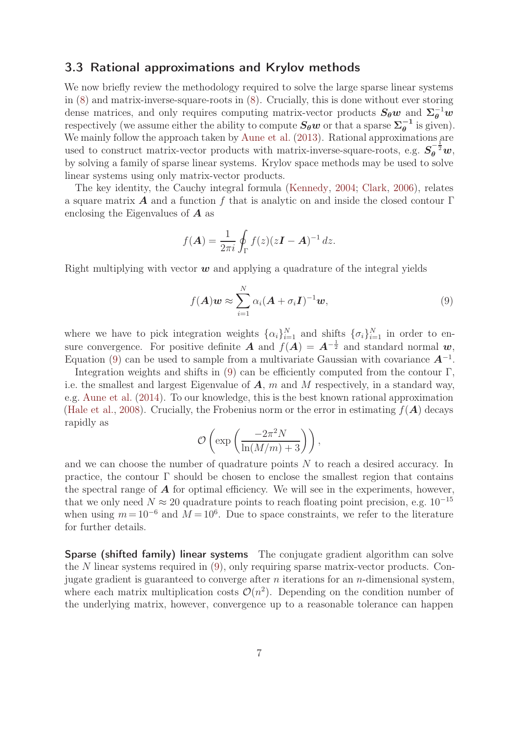### 3.3 Rational approximations and Krylov methods

We now briefly review the methodology required to solve the large sparse linear systems in (8) and matrix-inverse-square-roots in (8). Crucially, this is done without ever storing dense matrices, and only requires computing matrix-vector products $\boldsymbol{S_\theta w}$ and $\boldsymbol{\Sigma_\theta^{-1} w}$ respectively (we assume either the ability to compute $\boldsymbol{S_\theta w}$ or that a sparse $\boldsymbol{\Sigma_\theta^{-1}}$ is given). We mainly follow the approach taken by Aune et al. (2013). Rational approximations are used to construct matrix-vector products with matrix-inverse-square-roots, e.g. $\boldsymbol{S_\theta^{-\frac{1}{2}} w}$, by solving a family of sparse linear systems. Krylov space methods may be used to solve linear systems using only matrix-vector products.

The key identity, the Cauchy integral formula (Kennedy, 2004; Clark, 2006), relates a square matrix $\boldsymbol{A}$ and a function $f$ that is analytic on and inside the closed contour $\Gamma$ enclosing the Eigenvalues of $\boldsymbol{A}$ as

$$f(\boldsymbol{A}) = \frac{1}{2\pi i} \oint_\Gamma f(z)(z\boldsymbol{I} - \boldsymbol{A})^{-1}\, dz.$$

Right multiplying with vector $\boldsymbol{w}$ and applying a quadrature of the integral yields

$$f(\boldsymbol{A})\boldsymbol{w} \approx \sum_{i=1}^{N} \alpha_i (\boldsymbol{A} + \sigma_i \boldsymbol{I})^{-1} \boldsymbol{w}, \tag{9}$$

where we have to pick integration weights $\{\alpha_i\}_{i=1}^N$ and shifts $\{\sigma_i\}_{i=1}^N$ in order to ensure convergence. For positive definite $\boldsymbol{A}$ and $f(\boldsymbol{A}) = \boldsymbol{A}^{-\frac{1}{2}}$ and standard normal $\boldsymbol{w}$, Equation (9) can be used to sample from a multivariate Gaussian with covariance $\boldsymbol{A}^{-1}$.

Integration weights and shifts in (9) can be efficiently computed from the contour $\Gamma$, i.e. the smallest and largest Eigenvalue of $\boldsymbol{A}$, $m$ and $M$ respectively, in a standard way, e.g. Aune et al. (2014). To our knowledge, this is the best known rational approximation (Hale et al., 2008). Crucially, the Frobenius norm or the error in estimating $f(\boldsymbol{A})$ decays rapidly as

$$\mathcal{O}\left(\exp\left(\frac{-2\pi^2 N}{\ln(M/m) + 3}\right)\right),$$

and we can choose the number of quadrature points $N$ to reach a desired accuracy. In practice, the contour $\Gamma$ should be chosen to enclose the smallest region that contains the spectral range of $\boldsymbol{A}$ for optimal efficiency. We will see in the experiments, however, that we only need $N \approx 20$ quadrature points to reach floating point precision, e.g. $10^{-15}$ when using $m = 10^{-6}$ and $M = 10^{6}$. Due to space constraints, we refer to the literature for further details.

**Sparse (shifted family) linear systems** The conjugate gradient algorithm can solve the $N$ linear systems required in (9), only requiring sparse matrix-vector products. Conjugate gradient is guaranteed to converge after $n$ iterations for an $n$-dimensional system, where each matrix multiplication costs $\mathcal{O}(n^2)$. Depending on the condition number of the underlying matrix, however, convergence up to a reasonable tolerance can happen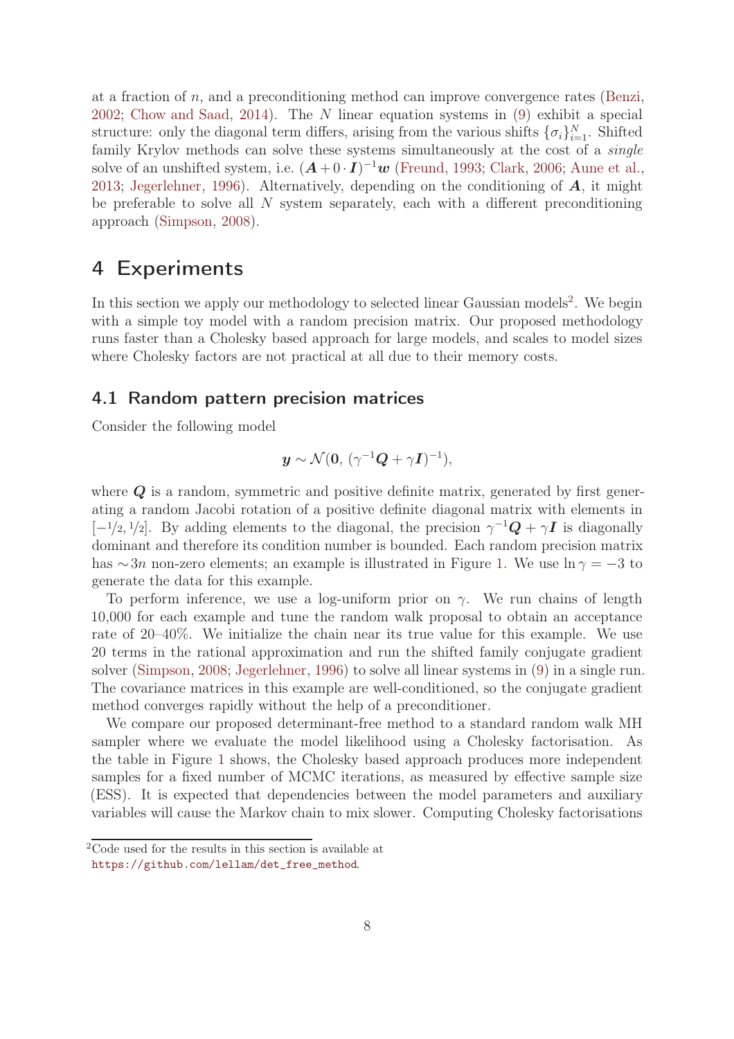at a fraction of $n$, and a preconditioning method can improve convergence rates (Benzi, 2002; Chow and Saad, 2014). The $N$ linear equation systems in (9) exhibit a special structure: only the diagonal term differs, arising from the various shifts $\{\sigma_i\}_{i=1}^N$. Shifted family Krylov methods can solve these systems simultaneously at the cost of a *single* solve of an unshifted system, i.e. $(\boldsymbol{A} + 0 \cdot \boldsymbol{I})^{-1}\boldsymbol{w}$ (Freund, 1993; Clark, 2006; Aune et al., 2013; Jegerlehner, 1996). Alternatively, depending on the conditioning of $\boldsymbol{A}$, it might be preferable to solve all $N$ system separately, each with a different preconditioning approach (Simpson, 2008).

# 4 Experiments

In this section we apply our methodology to selected linear Gaussian models[2]. We begin with a simple toy model with a random precision matrix. Our proposed methodology runs faster than a Cholesky based approach for large models, and scales to model sizes where Cholesky factors are not practical at all due to their memory costs.

## 4.1 Random pattern precision matrices

Consider the following model

$$\boldsymbol{y} \sim \mathcal{N}(\boldsymbol{0}, \, (\gamma^{-1}\boldsymbol{Q} + \gamma \boldsymbol{I})^{-1}),$$

where $\boldsymbol{Q}$ is a random, symmetric and positive definite matrix, generated by first generating a random Jacobi rotation of a positive definite diagonal matrix with elements in $[-1/2, 1/2]$. By adding elements to the diagonal, the precision $\gamma^{-1}\boldsymbol{Q} + \gamma \boldsymbol{I}$ is diagonally dominant and therefore its condition number is bounded. Each random precision matrix has $\sim 3n$ non-zero elements; an example is illustrated in Figure 1. We use $\ln \gamma = -3$ to generate the data for this example.

To perform inference, we use a log-uniform prior on $\gamma$. We run chains of length 10,000 for each example and tune the random walk proposal to obtain an acceptance rate of 20–40%. We initialize the chain near its true value for this example. We use 20 terms in the rational approximation and run the shifted family conjugate gradient solver (Simpson, 2008; Jegerlehner, 1996) to solve all linear systems in (9) in a single run. The covariance matrices in this example are well-conditioned, so the conjugate gradient method converges rapidly without the help of a preconditioner.

We compare our proposed determinant-free method to a standard random walk MH sampler where we evaluate the model likelihood using a Cholesky factorisation. As the table in Figure 1 shows, the Cholesky based approach produces more independent samples for a fixed number of MCMC iterations, as measured by effective sample size (ESS). It is expected that dependencies between the model parameters and auxiliary variables will cause the Markov chain to mix slower. Computing Cholesky factorisations

[2] Code used for the results in this section is available at https://github.com/lellam/det_free_method.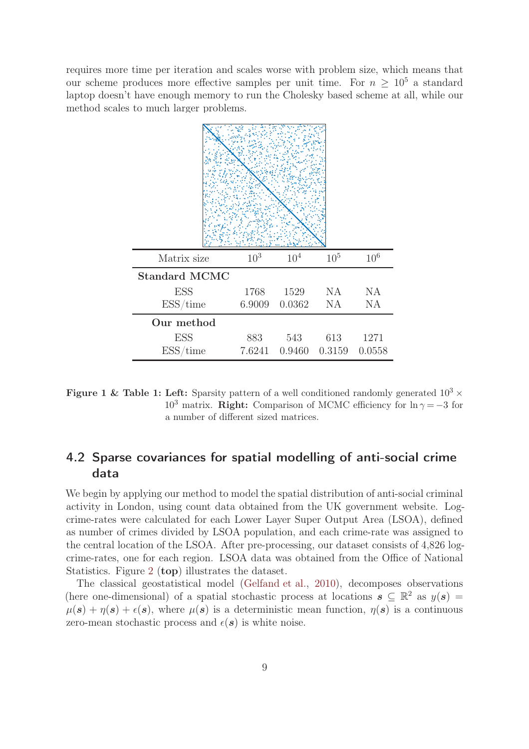requires more time per iteration and scales worse with problem size, which means that our scheme produces more effective samples per unit time. For $n \geq 10^5$ a standard laptop doesn't have enough memory to run the Cholesky based scheme at all, while our method scales to much larger problems.

| Matrix size | $10^3$ | $10^4$ | $10^5$ | $10^6$ |
|---|---|---|---|---|
| **Standard MCMC** | | | | |
| ESS | 1768 | 1529 | NA | NA |
| ESS/time | 6.9009 | 0.0362 | NA | NA |
| **Our method** | | | | |
| ESS | 883 | 543 | 613 | 1271 |
| ESS/time | 7.6241 | 0.9460 | 0.3159 | 0.0558 |

**Figure 1 & Table 1: Left:** Sparsity pattern of a well conditioned randomly generated $10^3 \times 10^3$ matrix. **Right:** Comparison of MCMC efficiency for $\ln \gamma = -3$ for a number of different sized matrices.

## 4.2 Sparse covariances for spatial modelling of anti-social crime data

We begin by applying our method to model the spatial distribution of anti-social criminal activity in London, using count data obtained from the UK government website. Log-crime-rates were calculated for each Lower Layer Super Output Area (LSOA), defined as number of crimes divided by LSOA population, and each crime-rate was assigned to the central location of the LSOA. After pre-processing, our dataset consists of 4,826 log-crime-rates, one for each region. LSOA data was obtained from the Office of National Statistics. Figure 2 (**top**) illustrates the dataset.

The classical geostatistical model (Gelfand et al., 2010), decomposes observations (here one-dimensional) of a spatial stochastic process at locations $\boldsymbol{s} \subseteq \mathbb{R}^2$ as $y(\boldsymbol{s}) = \mu(\boldsymbol{s}) + \eta(\boldsymbol{s}) + \epsilon(\boldsymbol{s})$, where $\mu(\boldsymbol{s})$ is a deterministic mean function, $\eta(\boldsymbol{s})$ is a continuous zero-mean stochastic process and $\epsilon(\boldsymbol{s})$ is white noise.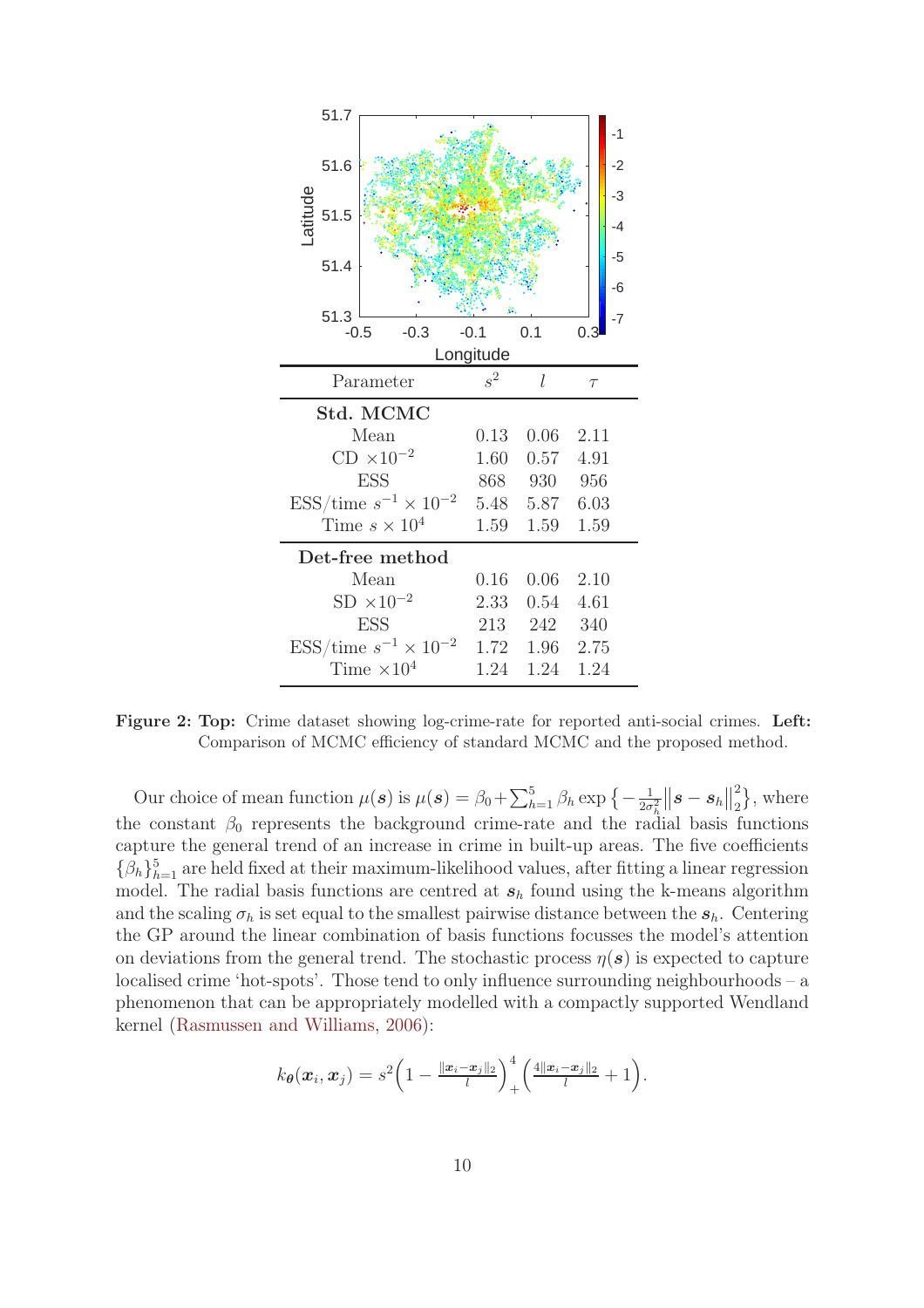| Parameter | $s^2$ | $l$ | $\tau$ |
|---|---|---|---|
| **Std. MCMC** | | | |
| Mean | 0.13 | 0.06 | 2.11 |
| CD $\times 10^{-2}$ | 1.60 | 0.57 | 4.91 |
| ESS | 868 | 930 | 956 |
| ESS/time $s^{-1} \times 10^{-2}$ | 5.48 | 5.87 | 6.03 |
| Time $s \times 10^4$ | 1.59 | 1.59 | 1.59 |
| **Det-free method** | | | |
| Mean | 0.16 | 0.06 | 2.10 |
| SD $\times 10^{-2}$ | 2.33 | 0.54 | 4.61 |
| ESS | 213 | 242 | 340 |
| ESS/time $s^{-1} \times 10^{-2}$ | 1.72 | 1.96 | 2.75 |
| Time $\times 10^4$ | 1.24 | 1.24 | 1.24 |

**Figure 2: Top:** Crime dataset showing log-crime-rate for reported anti-social crimes. **Left:** Comparison of MCMC efficiency of standard MCMC and the proposed method.

Our choice of mean function $\mu(\boldsymbol{s})$ is $\mu(\boldsymbol{s}) = \beta_0 + \sum_{h=1}^{5} \beta_h \exp\left\{-\frac{1}{2\sigma_h^2}\left\|\boldsymbol{s} - \boldsymbol{s}_h\right\|_2^2\right\}$, where the constant $\beta_0$ represents the background crime-rate and the radial basis functions capture the general trend of an increase in crime in built-up areas. The five coefficients $\{\beta_h\}_{h=1}^{5}$ are held fixed at their maximum-likelihood values, after fitting a linear regression model. The radial basis functions are centred at $\boldsymbol{s}_h$ found using the k-means algorithm and the scaling $\sigma_h$ is set equal to the smallest pairwise distance between the $\boldsymbol{s}_h$. Centering the GP around the linear combination of basis functions focusses the model's attention on deviations from the general trend. The stochastic process $\eta(\boldsymbol{s})$ is expected to capture localised crime 'hot-spots'. Those tend to only influence surrounding neighbourhoods – a phenomenon that can be appropriately modelled with a compactly supported Wendland kernel (Rasmussen and Williams, 2006):

$$k_{\boldsymbol{\theta}}(\boldsymbol{x}_i, \boldsymbol{x}_j) = s^2\Big(1 - \frac{\|\boldsymbol{x}_i - \boldsymbol{x}_j\|_2}{l}\Big)_+^4\Big(\frac{4\|\boldsymbol{x}_i - \boldsymbol{x}_j\|_2}{l} + 1\Big).$$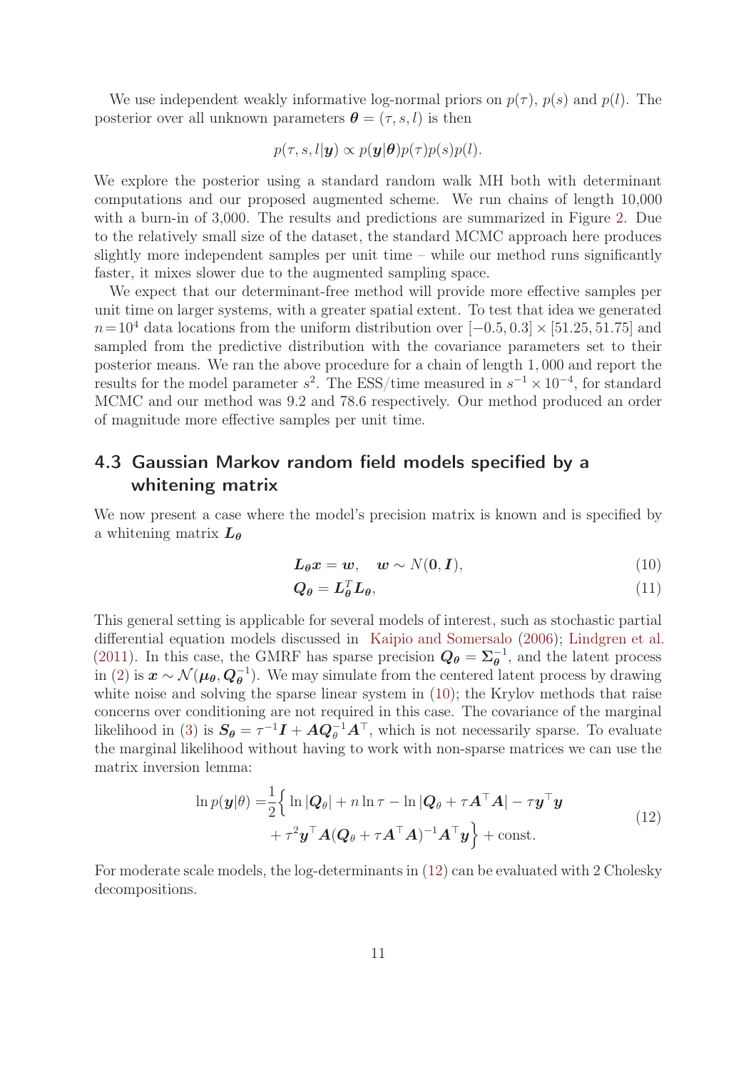We use independent weakly informative log-normal priors on $p(\tau)$, $p(s)$ and $p(l)$. The posterior over all unknown parameters $\boldsymbol{\theta} = (\tau, s, l)$ is then

$$p(\tau, s, l|\boldsymbol{y}) \propto p(\boldsymbol{y}|\boldsymbol{\theta})p(\tau)p(s)p(l).$$

We explore the posterior using a standard random walk MH both with determinant computations and our proposed augmented scheme. We run chains of length 10,000 with a burn-in of 3,000. The results and predictions are summarized in Figure 2. Due to the relatively small size of the dataset, the standard MCMC approach here produces slightly more independent samples per unit time – while our method runs significantly faster, it mixes slower due to the augmented sampling space.

We expect that our determinant-free method will provide more effective samples per unit time on larger systems, with a greater spatial extent. To test that idea we generated $n = 10^4$ data locations from the uniform distribution over $[-0.5, 0.3] \times [51.25, 51.75]$ and sampled from the predictive distribution with the covariance parameters set to their posterior means. We ran the above procedure for a chain of length $1,000$ and report the results for the model parameter $s^2$. The ESS/time measured in $s^{-1} \times 10^{-4}$, for standard MCMC and our method was 9.2 and 78.6 respectively. Our method produced an order of magnitude more effective samples per unit time.

## 4.3 Gaussian Markov random field models specified by a whitening matrix

We now present a case where the model's precision matrix is known and is specified by a whitening matrix $\boldsymbol{L}_{\boldsymbol{\theta}}$

$$\boldsymbol{L}_{\boldsymbol{\theta}}\boldsymbol{x} = \boldsymbol{w}, \quad \boldsymbol{w} \sim N(\boldsymbol{0}, \boldsymbol{I}), \tag{10}$$

$$\boldsymbol{Q}_{\boldsymbol{\theta}} = \boldsymbol{L}_{\boldsymbol{\theta}}^T \boldsymbol{L}_{\boldsymbol{\theta}}, \tag{11}$$

This general setting is applicable for several models of interest, such as stochastic partial differential equation models discussed in Kaipio and Somersalo (2006); Lindgren et al. (2011). In this case, the GMRF has sparse precision $\boldsymbol{Q}_{\boldsymbol{\theta}} = \boldsymbol{\Sigma}_{\boldsymbol{\theta}}^{-1}$, and the latent process in (2) is $\boldsymbol{x} \sim \mathcal{N}(\boldsymbol{\mu}_{\boldsymbol{\theta}}, \boldsymbol{Q}_{\boldsymbol{\theta}}^{-1})$. We may simulate from the centered latent process by drawing white noise and solving the sparse linear system in (10); the Krylov methods that raise concerns over conditioning are not required in this case. The covariance of the marginal likelihood in (3) is $\boldsymbol{S}_{\boldsymbol{\theta}} = \tau^{-1}\boldsymbol{I} + \boldsymbol{A}\boldsymbol{Q}_{\theta}^{-1}\boldsymbol{A}^{\top}$, which is not necessarily sparse. To evaluate the marginal likelihood without having to work with non-sparse matrices we can use the matrix inversion lemma:

$$\begin{aligned}\ln p(\boldsymbol{y}|\theta) =& \frac{1}{2}\Big\{ \ln |\boldsymbol{Q}_{\theta}| + n \ln \tau - \ln |\boldsymbol{Q}_{\theta} + \tau \boldsymbol{A}^{\top}\boldsymbol{A}| - \tau \boldsymbol{y}^{\top}\boldsymbol{y} \\ &+ \tau^2 \boldsymbol{y}^{\top}\boldsymbol{A}(\boldsymbol{Q}_{\theta} + \tau\boldsymbol{A}^{\top}\boldsymbol{A})^{-1}\boldsymbol{A}^{\top}\boldsymbol{y}\Big\} + \text{const.}\end{aligned} \tag{12}$$

For moderate scale models, the log-determinants in (12) can be evaluated with 2 Cholesky decompositions.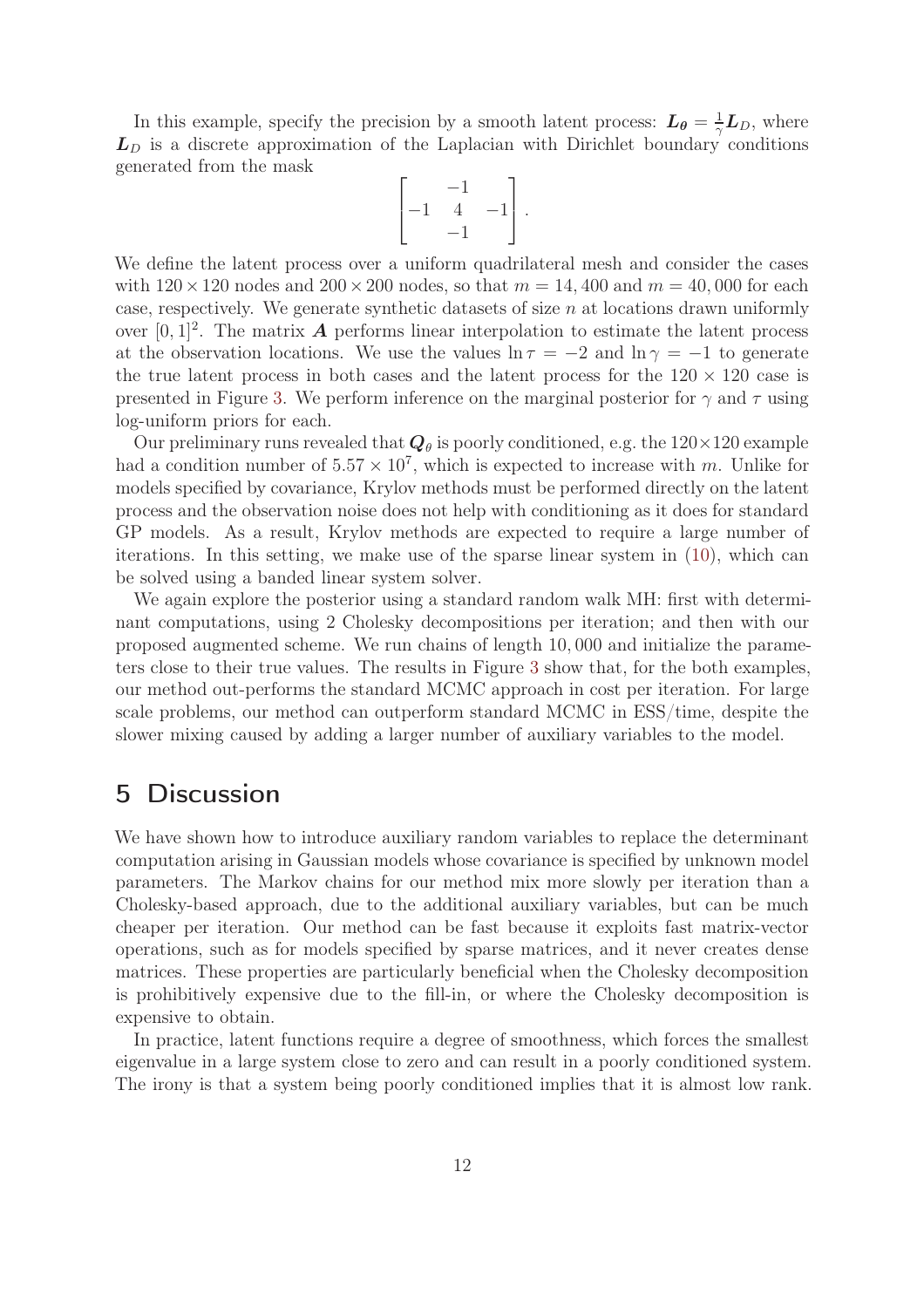In this example, specify the precision by a smooth latent process: $\boldsymbol{L}_{\boldsymbol{\theta}} = \frac{1}{\gamma}\boldsymbol{L}_D$, where $\boldsymbol{L}_D$ is a discrete approximation of the Laplacian with Dirichlet boundary conditions generated from the mask

$$\begin{bmatrix} & -1 & \\ -1 & 4 & -1 \\ & -1 & \end{bmatrix}.$$

We define the latent process over a uniform quadrilateral mesh and consider the cases with $120 \times 120$ nodes and $200 \times 200$ nodes, so that $m = 14,400$ and $m = 40,000$ for each case, respectively. We generate synthetic datasets of size $n$ at locations drawn uniformly over $[0,1]^2$. The matrix $\boldsymbol{A}$ performs linear interpolation to estimate the latent process at the observation locations. We use the values $\ln \tau = -2$ and $\ln \gamma = -1$ to generate the true latent process in both cases and the latent process for the $120 \times 120$ case is presented in Figure 3. We perform inference on the marginal posterior for $\gamma$ and $\tau$ using log-uniform priors for each.

Our preliminary runs revealed that $\boldsymbol{Q}_\theta$ is poorly conditioned, e.g. the $120 \times 120$ example had a condition number of $5.57 \times 10^7$, which is expected to increase with $m$. Unlike for models specified by covariance, Krylov methods must be performed directly on the latent process and the observation noise does not help with conditioning as it does for standard GP models. As a result, Krylov methods are expected to require a large number of iterations. In this setting, we make use of the sparse linear system in (10), which can be solved using a banded linear system solver.

We again explore the posterior using a standard random walk MH: first with determinant computations, using 2 Cholesky decompositions per iteration; and then with our proposed augmented scheme. We run chains of length 10,000 and initialize the parameters close to their true values. The results in Figure 3 show that, for the both examples, our method out-performs the standard MCMC approach in cost per iteration. For large scale problems, our method can outperform standard MCMC in ESS/time, despite the slower mixing caused by adding a larger number of auxiliary variables to the model.

## 5 Discussion

We have shown how to introduce auxiliary random variables to replace the determinant computation arising in Gaussian models whose covariance is specified by unknown model parameters. The Markov chains for our method mix more slowly per iteration than a Cholesky-based approach, due to the additional auxiliary variables, but can be much cheaper per iteration. Our method can be fast because it exploits fast matrix-vector operations, such as for models specified by sparse matrices, and it never creates dense matrices. These properties are particularly beneficial when the Cholesky decomposition is prohibitively expensive due to the fill-in, or where the Cholesky decomposition is expensive to obtain.

In practice, latent functions require a degree of smoothness, which forces the smallest eigenvalue in a large system close to zero and can result in a poorly conditioned system. The irony is that a system being poorly conditioned implies that it is almost low rank.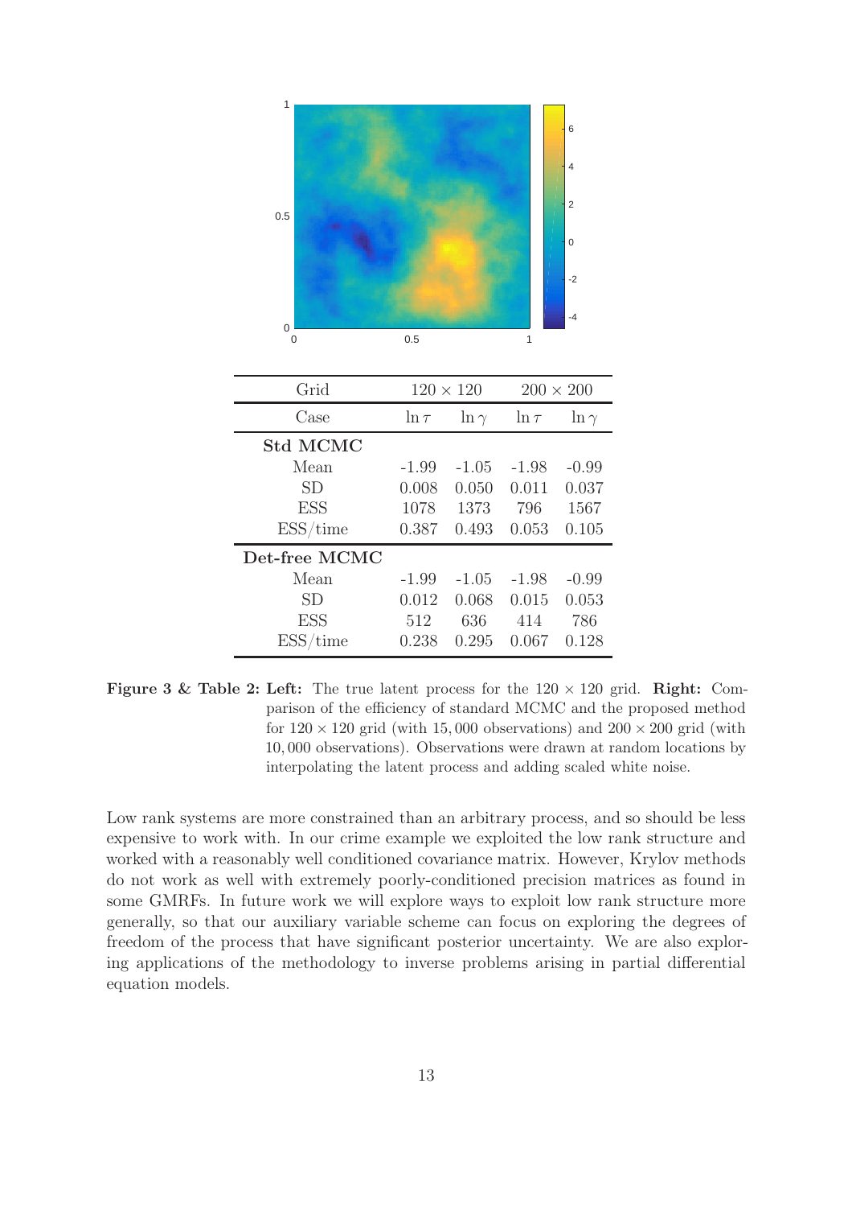| Grid | $120 \times 120$ | | $200 \times 200$ | |
|---|---|---|---|---|
| Case | $\ln \tau$ | $\ln \gamma$ | $\ln \tau$ | $\ln \gamma$ |
| **Std MCMC** | | | | |
| Mean | -1.99 | -1.05 | -1.98 | -0.99 |
| SD | 0.008 | 0.050 | 0.011 | 0.037 |
| ESS | 1078 | 1373 | 796 | 1567 |
| ESS/time | 0.387 | 0.493 | 0.053 | 0.105 |
| **Det-free MCMC** | | | | |
| Mean | -1.99 | -1.05 | -1.98 | -0.99 |
| SD | 0.012 | 0.068 | 0.015 | 0.053 |
| ESS | 512 | 636 | 414 | 786 |
| ESS/time | 0.238 | 0.295 | 0.067 | 0.128 |

**Figure 3 & Table 2: Left:** The true latent process for the $120 \times 120$ grid. **Right:** Comparison of the efficiency of standard MCMC and the proposed method for $120 \times 120$ grid (with 15,000 observations) and $200 \times 200$ grid (with 10,000 observations). Observations were drawn at random locations by interpolating the latent process and adding scaled white noise.

Low rank systems are more constrained than an arbitrary process, and so should be less expensive to work with. In our crime example we exploited the low rank structure and worked with a reasonably well conditioned covariance matrix. However, Krylov methods do not work as well with extremely poorly-conditioned precision matrices as found in some GMRFs. In future work we will explore ways to exploit low rank structure more generally, so that our auxiliary variable scheme can focus on exploring the degrees of freedom of the process that have significant posterior uncertainty. We are also exploring applications of the methodology to inverse problems arising in partial differential equation models.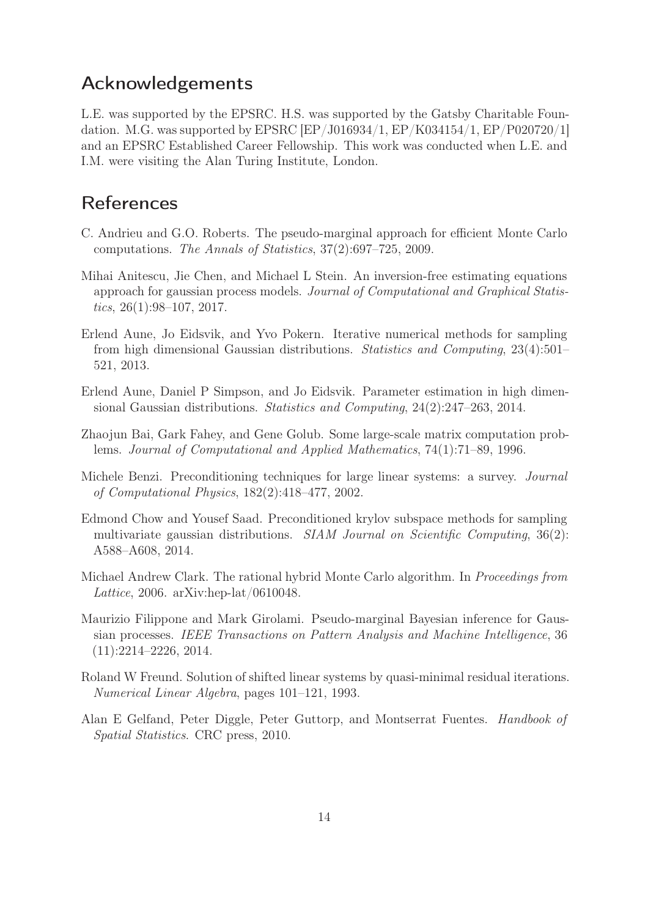## Acknowledgements

L.E. was supported by the EPSRC. H.S. was supported by the Gatsby Charitable Foundation. M.G. was supported by EPSRC [EP/J016934/1, EP/K034154/1, EP/P020720/1] and an EPSRC Established Career Fellowship. This work was conducted when L.E. and I.M. were visiting the Alan Turing Institute, London.

## References

C. Andrieu and G.O. Roberts. The pseudo-marginal approach for efficient Monte Carlo computations. *The Annals of Statistics*, 37(2):697–725, 2009.

Mihai Anitescu, Jie Chen, and Michael L Stein. An inversion-free estimating equations approach for gaussian process models. *Journal of Computational and Graphical Statistics*, 26(1):98–107, 2017.

Erlend Aune, Jo Eidsvik, and Yvo Pokern. Iterative numerical methods for sampling from high dimensional Gaussian distributions. *Statistics and Computing*, 23(4):501–521, 2013.

Erlend Aune, Daniel P Simpson, and Jo Eidsvik. Parameter estimation in high dimensional Gaussian distributions. *Statistics and Computing*, 24(2):247–263, 2014.

Zhaojun Bai, Gark Fahey, and Gene Golub. Some large-scale matrix computation problems. *Journal of Computational and Applied Mathematics*, 74(1):71–89, 1996.

Michele Benzi. Preconditioning techniques for large linear systems: a survey. *Journal of Computational Physics*, 182(2):418–477, 2002.

Edmond Chow and Yousef Saad. Preconditioned krylov subspace methods for sampling multivariate gaussian distributions. *SIAM Journal on Scientific Computing*, 36(2): A588–A608, 2014.

Michael Andrew Clark. The rational hybrid Monte Carlo algorithm. In *Proceedings from Lattice*, 2006. arXiv:hep-lat/0610048.

Maurizio Filippone and Mark Girolami. Pseudo-marginal Bayesian inference for Gaussian processes. *IEEE Transactions on Pattern Analysis and Machine Intelligence*, 36 (11):2214–2226, 2014.

Roland W Freund. Solution of shifted linear systems by quasi-minimal residual iterations. *Numerical Linear Algebra*, pages 101–121, 1993.

Alan E Gelfand, Peter Diggle, Peter Guttorp, and Montserrat Fuentes. *Handbook of Spatial Statistics*. CRC press, 2010.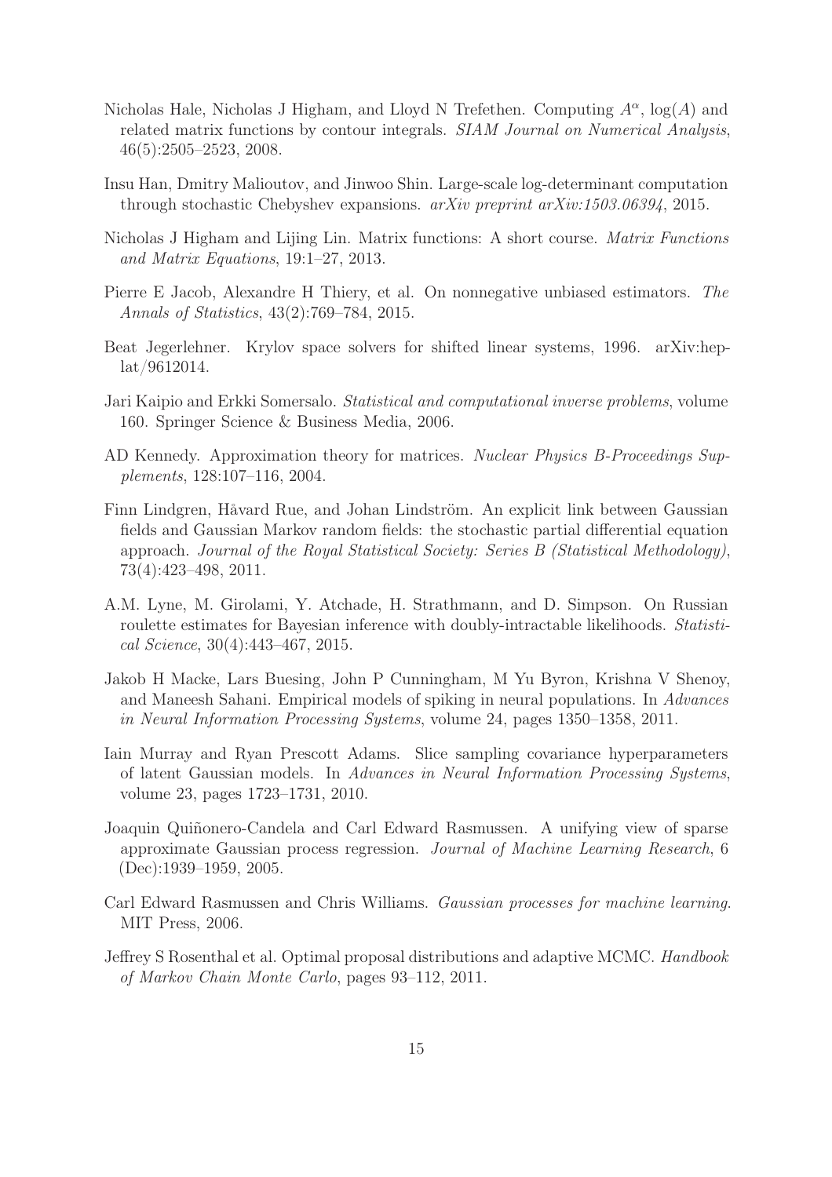Nicholas Hale, Nicholas J Higham, and Lloyd N Trefethen. Computing $A^\alpha$, $\log(A)$ and related matrix functions by contour integrals. *SIAM Journal on Numerical Analysis*, 46(5):2505–2523, 2008.

Insu Han, Dmitry Malioutov, and Jinwoo Shin. Large-scale log-determinant computation through stochastic Chebyshev expansions. *arXiv preprint arXiv:1503.06394*, 2015.

Nicholas J Higham and Lijing Lin. Matrix functions: A short course. *Matrix Functions and Matrix Equations*, 19:1–27, 2013.

Pierre E Jacob, Alexandre H Thiery, et al. On nonnegative unbiased estimators. *The Annals of Statistics*, 43(2):769–784, 2015.

Beat Jegerlehner. Krylov space solvers for shifted linear systems, 1996. arXiv:hep-lat/9612014.

Jari Kaipio and Erkki Somersalo. *Statistical and computational inverse problems*, volume 160. Springer Science & Business Media, 2006.

AD Kennedy. Approximation theory for matrices. *Nuclear Physics B-Proceedings Supplements*, 128:107–116, 2004.

Finn Lindgren, Håvard Rue, and Johan Lindström. An explicit link between Gaussian fields and Gaussian Markov random fields: the stochastic partial differential equation approach. *Journal of the Royal Statistical Society: Series B (Statistical Methodology)*, 73(4):423–498, 2011.

A.M. Lyne, M. Girolami, Y. Atchade, H. Strathmann, and D. Simpson. On Russian roulette estimates for Bayesian inference with doubly-intractable likelihoods. *Statistical Science*, 30(4):443–467, 2015.

Jakob H Macke, Lars Buesing, John P Cunningham, M Yu Byron, Krishna V Shenoy, and Maneesh Sahani. Empirical models of spiking in neural populations. In *Advances in Neural Information Processing Systems*, volume 24, pages 1350–1358, 2011.

Iain Murray and Ryan Prescott Adams. Slice sampling covariance hyperparameters of latent Gaussian models. In *Advances in Neural Information Processing Systems*, volume 23, pages 1723–1731, 2010.

Joaquin Quiñonero-Candela and Carl Edward Rasmussen. A unifying view of sparse approximate Gaussian process regression. *Journal of Machine Learning Research*, 6 (Dec):1939–1959, 2005.

Carl Edward Rasmussen and Chris Williams. *Gaussian processes for machine learning*. MIT Press, 2006.

Jeffrey S Rosenthal et al. Optimal proposal distributions and adaptive MCMC. *Handbook of Markov Chain Monte Carlo*, pages 93–112, 2011.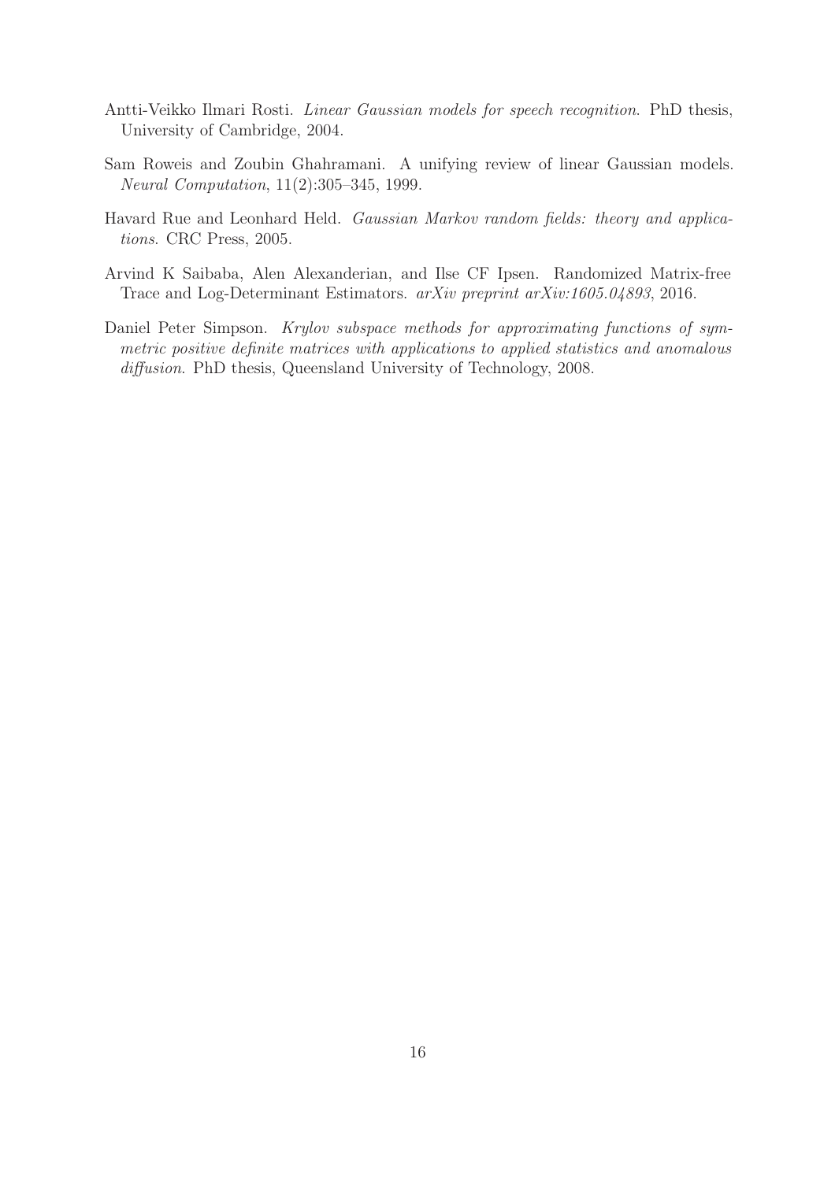Antti-Veikko Ilmari Rosti. *Linear Gaussian models for speech recognition*. PhD thesis, University of Cambridge, 2004.

Sam Roweis and Zoubin Ghahramani. A unifying review of linear Gaussian models. *Neural Computation*, 11(2):305–345, 1999.

Havard Rue and Leonhard Held. *Gaussian Markov random fields: theory and applications*. CRC Press, 2005.

Arvind K Saibaba, Alen Alexanderian, and Ilse CF Ipsen. Randomized Matrix-free Trace and Log-Determinant Estimators. *arXiv preprint arXiv:1605.04893*, 2016.

Daniel Peter Simpson. *Krylov subspace methods for approximating functions of symmetric positive definite matrices with applications to applied statistics and anomalous diffusion*. PhD thesis, Queensland University of Technology, 2008.